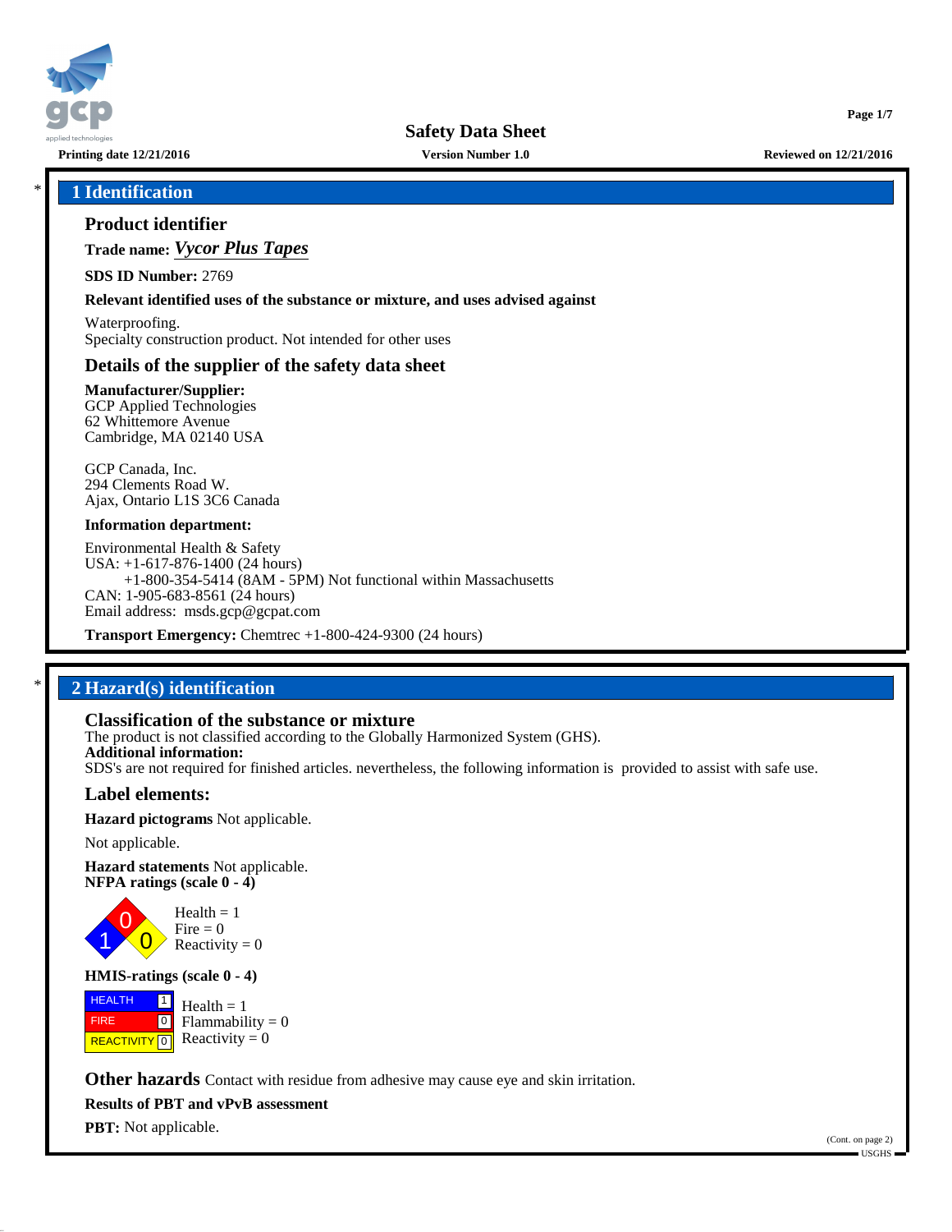# Safety Data Sheet

**Printing date 12/21/2016** **Version Number 1.0** **Reviewed on 12/21/2016**

## 1 Identification

### Product identifier

**Trade name:** ***Vycor Plus Tapes***

**SDS ID Number:** 2769

**Relevant identified uses of the substance or mixture, and uses advised against**

Waterproofing.
Specialty construction product. Not intended for other uses

### Details of the supplier of the safety data sheet

**Manufacturer/Supplier:**
GCP Applied Technologies
62 Whittemore Avenue
Cambridge, MA 02140 USA

GCP Canada, Inc.
294 Clements Road W.
Ajax, Ontario L1S 3C6 Canada

**Information department:**

Environmental Health & Safety
USA: +1-617-876-1400 (24 hours)
+1-800-354-5414 (8AM - 5PM) Not functional within Massachusetts
CAN: 1-905-683-8561 (24 hours)
Email address: msds.gcp@gcpat.com

**Transport Emergency:** Chemtrec +1-800-424-9300 (24 hours)

## 2 Hazard(s) identification

### Classification of the substance or mixture

The product is not classified according to the Globally Harmonized System (GHS).
**Additional information:**
SDS's are not required for finished articles. nevertheless, the following information is provided to assist with safe use.

### Label elements:

**Hazard pictograms** Not applicable.

Not applicable.

**Hazard statements** Not applicable.
**NFPA ratings (scale 0 - 4)**

Health = 1
Fire = 0
Reactivity = 0

**HMIS-ratings (scale 0 - 4)**

| | | |
|---|---|---|
| HEALTH | 1 | Health = 1 |
| FIRE | 0 | Flammability = 0 |
| REACTIVITY | 0 | Reactivity = 0 |

**Other hazards** Contact with residue from adhesive may cause eye and skin irritation.

**Results of PBT and vPvB assessment**

**PBT:** Not applicable.

(Cont. on page 2)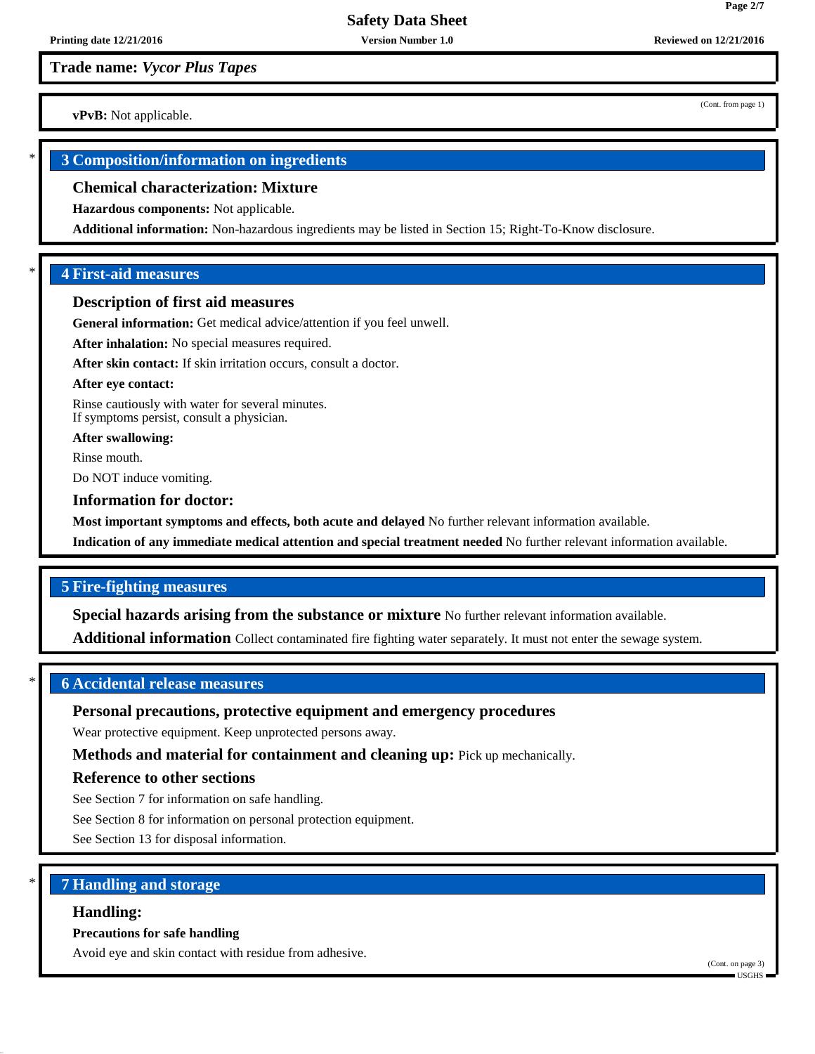**vPvB:** Not applicable.

## 3 Composition/information on ingredients

### Chemical characterization: Mixture

**Hazardous components:** Not applicable.

**Additional information:** Non-hazardous ingredients may be listed in Section 15; Right-To-Know disclosure.

## 4 First-aid measures

### Description of first aid measures

**General information:** Get medical advice/attention if you feel unwell.

**After inhalation:** No special measures required.

**After skin contact:** If skin irritation occurs, consult a doctor.

**After eye contact:**

Rinse cautiously with water for several minutes.
If symptoms persist, consult a physician.

**After swallowing:**

Rinse mouth.

Do NOT induce vomiting.

### Information for doctor:

**Most important symptoms and effects, both acute and delayed** No further relevant information available.

**Indication of any immediate medical attention and special treatment needed** No further relevant information available.

## 5 Fire-fighting measures

**Special hazards arising from the substance or mixture** No further relevant information available.

**Additional information** Collect contaminated fire fighting water separately. It must not enter the sewage system.

## 6 Accidental release measures

### Personal precautions, protective equipment and emergency procedures

Wear protective equipment. Keep unprotected persons away.

**Methods and material for containment and cleaning up:** Pick up mechanically.

### Reference to other sections

See Section 7 for information on safe handling.

See Section 8 for information on personal protection equipment.

See Section 13 for disposal information.

## 7 Handling and storage

### Handling:

**Precautions for safe handling**

Avoid eye and skin contact with residue from adhesive.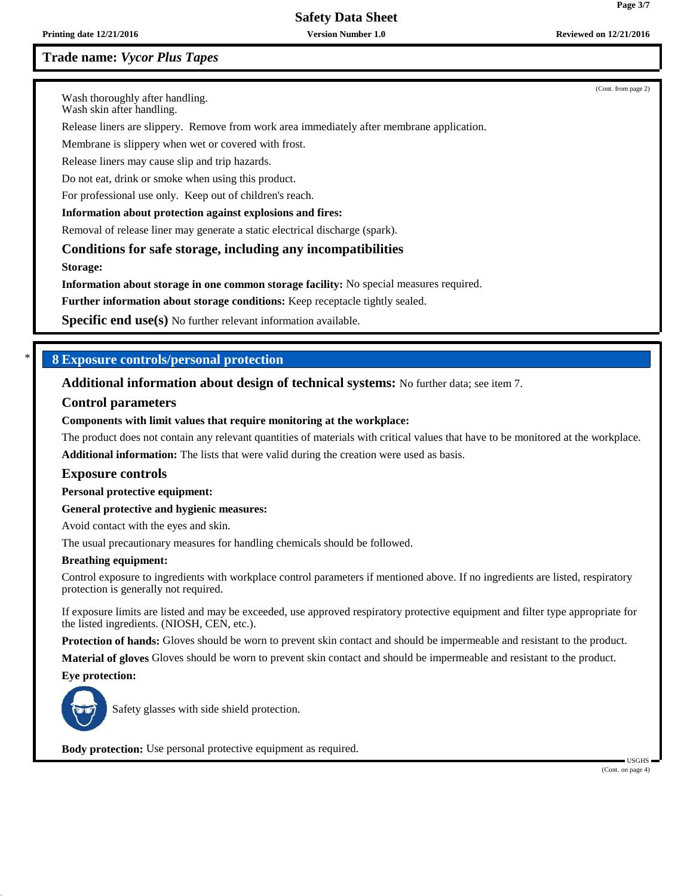(Cont. from page 2)

Wash thoroughly after handling.
Wash skin after handling.

Release liners are slippery. Remove from work area immediately after membrane application.

Membrane is slippery when wet or covered with frost.

Release liners may cause slip and trip hazards.

Do not eat, drink or smoke when using this product.

For professional use only. Keep out of children's reach.

**Information about protection against explosions and fires:**

Removal of release liner may generate a static electrical discharge (spark).

### Conditions for safe storage, including any incompatibilities

**Storage:**

**Information about storage in one common storage facility:** No special measures required.

**Further information about storage conditions:** Keep receptacle tightly sealed.

**Specific end use(s)** No further relevant information available.

## * 8 Exposure controls/personal protection

**Additional information about design of technical systems:** No further data; see item 7.

### Control parameters

**Components with limit values that require monitoring at the workplace:**

The product does not contain any relevant quantities of materials with critical values that have to be monitored at the workplace.

**Additional information:** The lists that were valid during the creation were used as basis.

### Exposure controls

**Personal protective equipment:**

**General protective and hygienic measures:**

Avoid contact with the eyes and skin.

The usual precautionary measures for handling chemicals should be followed.

**Breathing equipment:**

Control exposure to ingredients with workplace control parameters if mentioned above. If no ingredients are listed, respiratory protection is generally not required.

If exposure limits are listed and may be exceeded, use approved respiratory protective equipment and filter type appropriate for the listed ingredients. (NIOSH, CEN, etc.).

**Protection of hands:** Gloves should be worn to prevent skin contact and should be impermeable and resistant to the product.

**Material of gloves** Gloves should be worn to prevent skin contact and should be impermeable and resistant to the product.

**Eye protection:**

Safety glasses with side shield protection.

**Body protection:** Use personal protective equipment as required.

(Cont. on page 4)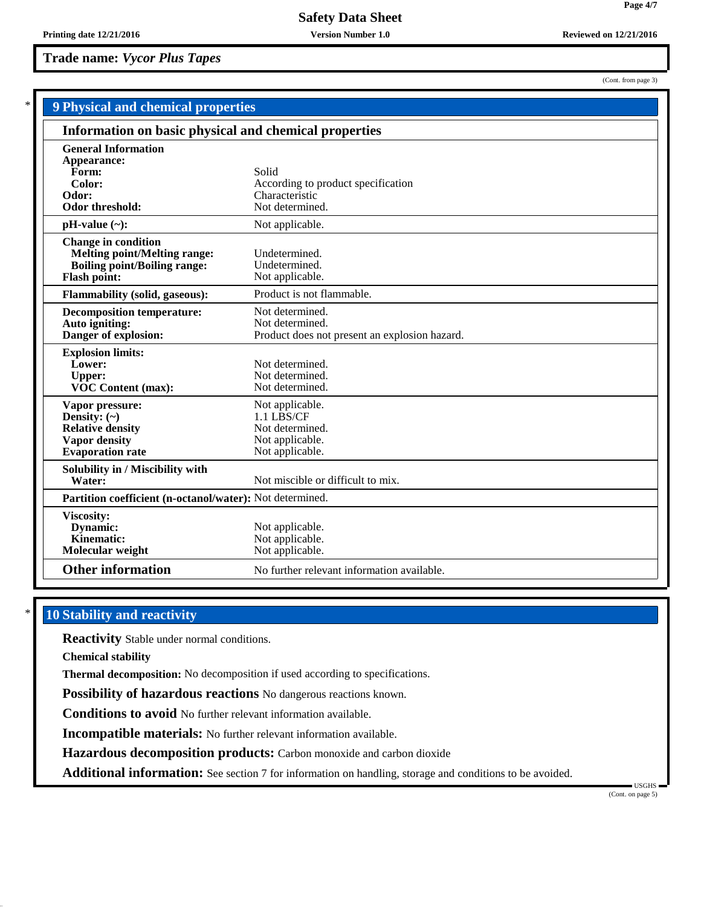**Trade name:** *Vycor Plus Tapes*

(Cont. from page 3)

## 9 Physical and chemical properties

### Information on basic physical and chemical properties

| | |
|---|---|
| **General Information** | |
| **Appearance:** | |
| **Form:** | Solid |
| **Color:** | According to product specification |
| **Odor:** | Characteristic |
| **Odor threshold:** | Not determined. |
| **pH-value (~):** | Not applicable. |
| **Change in condition** | |
| **Melting point/Melting range:** | Undetermined. |
| **Boiling point/Boiling range:** | Undetermined. |
| **Flash point:** | Not applicable. |
| **Flammability (solid, gaseous):** | Product is not flammable. |
| **Decomposition temperature:** | Not determined. |
| **Auto igniting:** | Not determined. |
| **Danger of explosion:** | Product does not present an explosion hazard. |
| **Explosion limits:** | |
| **Lower:** | Not determined. |
| **Upper:** | Not determined. |
| **VOC Content (max):** | Not determined. |
| **Vapor pressure:** | Not applicable. |
| **Density: (~)** | 1.1 LBS/CF |
| **Relative density** | Not determined. |
| **Vapor density** | Not applicable. |
| **Evaporation rate** | Not applicable. |
| **Solubility in / Miscibility with** | |
| **Water:** | Not miscible or difficult to mix. |
| **Partition coefficient (n-octanol/water):** | Not determined. |
| **Viscosity:** | |
| **Dynamic:** | Not applicable. |
| **Kinematic:** | Not applicable. |
| **Molecular weight** | Not applicable. |
| **Other information** | No further relevant information available. |

## 10 Stability and reactivity

**Reactivity** Stable under normal conditions.

**Chemical stability**

**Thermal decomposition:** No decomposition if used according to specifications.

**Possibility of hazardous reactions** No dangerous reactions known.

**Conditions to avoid** No further relevant information available.

**Incompatible materials:** No further relevant information available.

**Hazardous decomposition products:** Carbon monoxide and carbon dioxide

**Additional information:** See section 7 for information on handling, storage and conditions to be avoided.

(Cont. on page 5)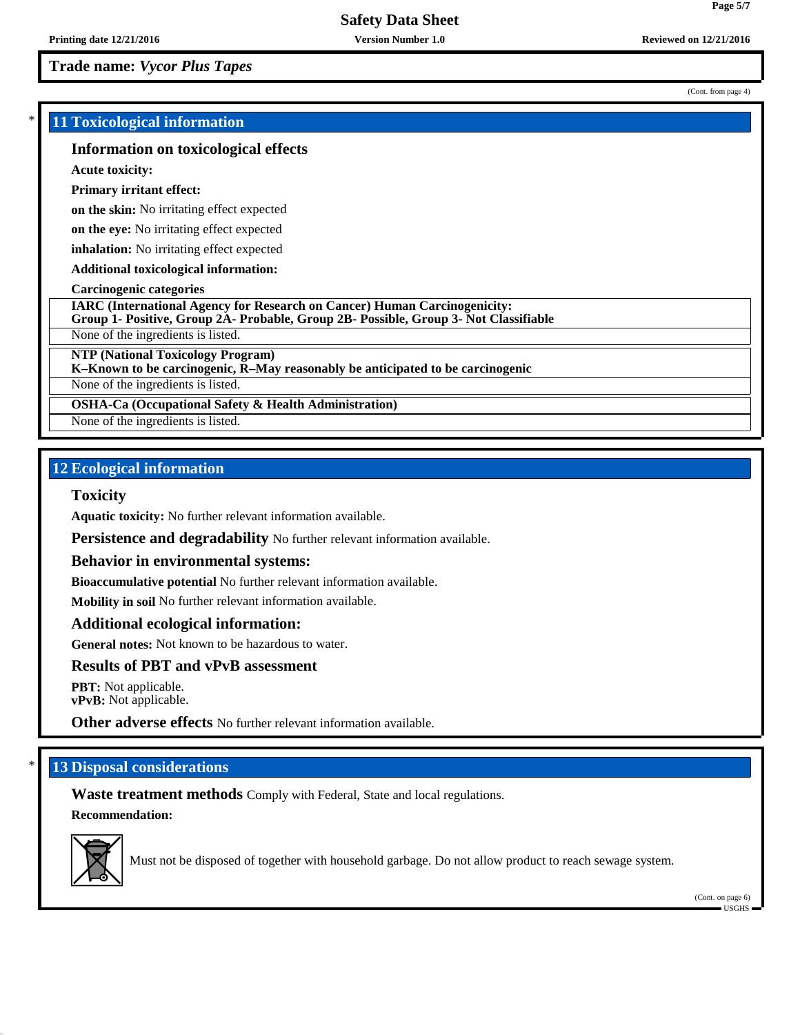Trade name: *Vycor Plus Tapes*

(Cont. from page 4)

## 11 Toxicological information

### Information on toxicological effects

**Acute toxicity:**

**Primary irritant effect:**

**on the skin:** No irritating effect expected

**on the eye:** No irritating effect expected

**inhalation:** No irritating effect expected

**Additional toxicological information:**

**Carcinogenic categories**

**IARC (International Agency for Research on Cancer) Human Carcinogenicity:**
**Group 1- Positive, Group 2A- Probable, Group 2B- Possible, Group 3- Not Classifiable**

None of the ingredients is listed.

**NTP (National Toxicology Program)**
**K–Known to be carcinogenic, R–May reasonably be anticipated to be carcinogenic**

None of the ingredients is listed.

**OSHA-Ca (Occupational Safety & Health Administration)**

None of the ingredients is listed.

## 12 Ecological information

### Toxicity

**Aquatic toxicity:** No further relevant information available.

**Persistence and degradability** No further relevant information available.

### Behavior in environmental systems:

**Bioaccumulative potential** No further relevant information available.

**Mobility in soil** No further relevant information available.

### Additional ecological information:

**General notes:** Not known to be hazardous to water.

### Results of PBT and vPvB assessment

**PBT:** Not applicable.
**vPvB:** Not applicable.

**Other adverse effects** No further relevant information available.

## 13 Disposal considerations

**Waste treatment methods** Comply with Federal, State and local regulations.

**Recommendation:**

Must not be disposed of together with household garbage. Do not allow product to reach sewage system.

(Cont. on page 6)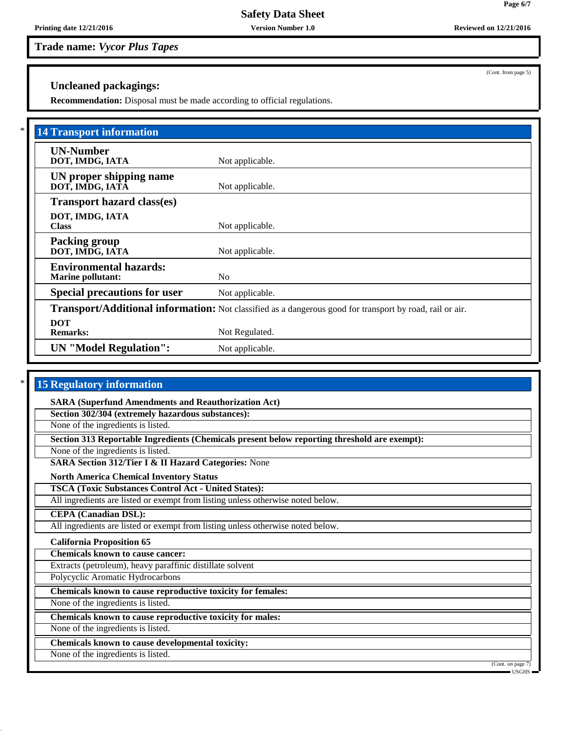**Trade name:** ***Vycor Plus Tapes***

(Cont. from page 5)

### Uncleaned packagings:

**Recommendation:** Disposal must be made according to official regulations.

## 14 Transport information

| | |
|---|---|
| **UN-Number**<br>**DOT, IMDG, IATA** | Not applicable. |
| **UN proper shipping name**<br>**DOT, IMDG, IATA** | Not applicable. |
| **Transport hazard class(es)**<br>**DOT, IMDG, IATA**<br>**Class** | Not applicable. |
| **Packing group**<br>**DOT, IMDG, IATA** | Not applicable. |
| **Environmental hazards:**<br>**Marine pollutant:** | No |
| **Special precautions for user** | Not applicable. |
| **Transport/Additional information:** | Not classified as a dangerous good for transport by road, rail or air. |
| **DOT**<br>**Remarks:** | Not Regulated. |
| **UN "Model Regulation":** | Not applicable. |

## 15 Regulatory information

**SARA (Superfund Amendments and Reauthorization Act)**

**Section 302/304 (extremely hazardous substances):**

None of the ingredients is listed.

**Section 313 Reportable Ingredients (Chemicals present below reporting threshold are exempt):**

None of the ingredients is listed.

**SARA Section 312/Tier I & II Hazard Categories:** None

**North America Chemical Inventory Status**

**TSCA (Toxic Substances Control Act - United States):**

All ingredients are listed or exempt from listing unless otherwise noted below.

**CEPA (Canadian DSL):**

All ingredients are listed or exempt from listing unless otherwise noted below.

**California Proposition 65**

**Chemicals known to cause cancer:**

Extracts (petroleum), heavy paraffinic distillate solvent

Polycyclic Aromatic Hydrocarbons

**Chemicals known to cause reproductive toxicity for females:**

None of the ingredients is listed.

**Chemicals known to cause reproductive toxicity for males:**

None of the ingredients is listed.

**Chemicals known to cause developmental toxicity:**

None of the ingredients is listed.

(Cont. on page 7)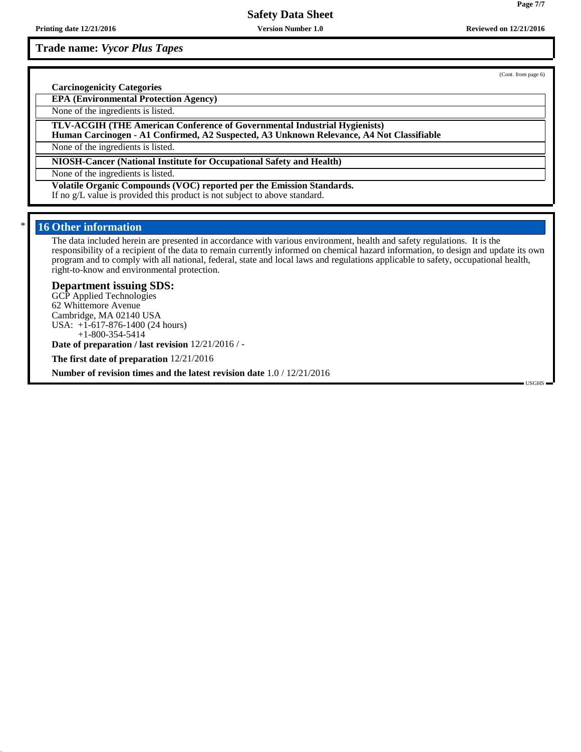## Trade name: *Vycor Plus Tapes*

(Cont. from page 6)

**Carcinogenicity Categories**

**EPA (Environmental Protection Agency)**

None of the ingredients is listed.

**TLV-ACGIH (THE American Conference of Governmental Industrial Hygienists)**
**Human Carcinogen - A1 Confirmed, A2 Suspected, A3 Unknown Relevance, A4 Not Classifiable**

None of the ingredients is listed.

**NIOSH-Cancer (National Institute for Occupational Safety and Health)**

None of the ingredients is listed.

**Volatile Organic Compounds (VOC) reported per the Emission Standards.**
If no g/L value is provided this product is not subject to above standard.

## * 16 Other information

The data included herein are presented in accordance with various environment, health and safety regulations. It is the responsibility of a recipient of the data to remain currently informed on chemical hazard information, to design and update its own program and to comply with all national, federal, state and local laws and regulations applicable to safety, occupational health, right-to-know and environmental protection.

### Department issuing SDS:

GCP Applied Technologies
62 Whittemore Avenue
Cambridge, MA 02140 USA
USA: +1-617-876-1400 (24 hours)
+1-800-354-5414

**Date of preparation / last revision** 12/21/2016 / -

**The first date of preparation** 12/21/2016

**Number of revision times and the latest revision date** 1.0 / 12/21/2016

USGHS